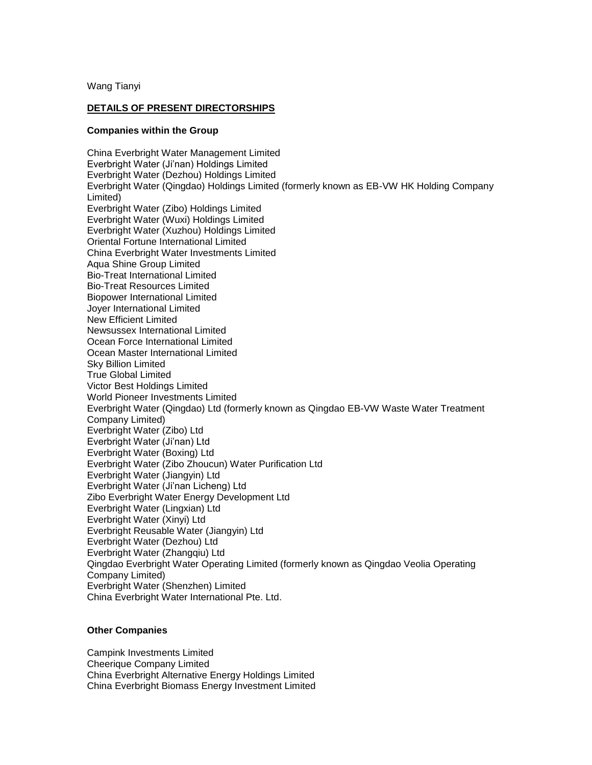Wang Tianyi

## DETAILS OF PRESENT DIRECTORSHIPS

### Companies within the Group

China Everbright Water Management Limited
Everbright Water (Ji'nan) Holdings Limited
Everbright Water (Dezhou) Holdings Limited
Everbright Water (Qingdao) Holdings Limited (formerly known as EB-VW HK Holding Company Limited)
Everbright Water (Zibo) Holdings Limited
Everbright Water (Wuxi) Holdings Limited
Everbright Water (Xuzhou) Holdings Limited
Oriental Fortune International Limited
China Everbright Water Investments Limited
Aqua Shine Group Limited
Bio-Treat International Limited
Bio-Treat Resources Limited
Biopower International Limited
Joyer International Limited
New Efficient Limited
Newsussex International Limited
Ocean Force International Limited
Ocean Master International Limited
Sky Billion Limited
True Global Limited
Victor Best Holdings Limited
World Pioneer Investments Limited
Everbright Water (Qingdao) Ltd (formerly known as Qingdao EB-VW Waste Water Treatment Company Limited)
Everbright Water (Zibo) Ltd
Everbright Water (Ji'nan) Ltd
Everbright Water (Boxing) Ltd
Everbright Water (Zibo Zhoucun) Water Purification Ltd
Everbright Water (Jiangyin) Ltd
Everbright Water (Ji'nan Licheng) Ltd
Zibo Everbright Water Energy Development Ltd
Everbright Water (Lingxian) Ltd
Everbright Water (Xinyi) Ltd
Everbright Reusable Water (Jiangyin) Ltd
Everbright Water (Dezhou) Ltd
Everbright Water (Zhangqiu) Ltd
Qingdao Everbright Water Operating Limited (formerly known as Qingdao Veolia Operating Company Limited)
Everbright Water (Shenzhen) Limited
China Everbright Water International Pte. Ltd.

### Other Companies

Campink Investments Limited
Cheerique Company Limited
China Everbright Alternative Energy Holdings Limited
China Everbright Biomass Energy Investment Limited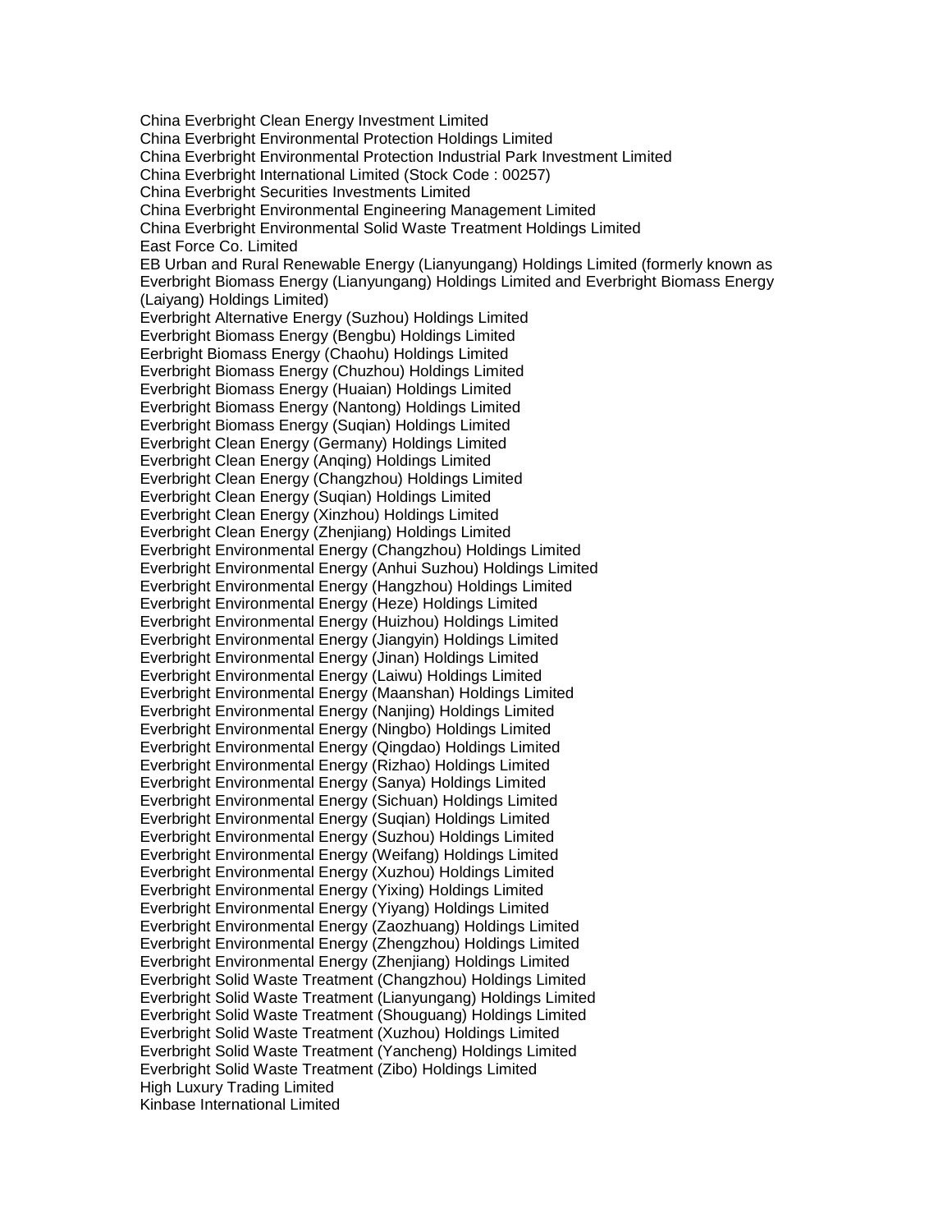China Everbright Clean Energy Investment Limited
China Everbright Environmental Protection Holdings Limited
China Everbright Environmental Protection Industrial Park Investment Limited
China Everbright International Limited (Stock Code : 00257)
China Everbright Securities Investments Limited
China Everbright Environmental Engineering Management Limited
China Everbright Environmental Solid Waste Treatment Holdings Limited
East Force Co. Limited
EB Urban and Rural Renewable Energy (Lianyungang) Holdings Limited (formerly known as Everbright Biomass Energy (Lianyungang) Holdings Limited and Everbright Biomass Energy (Laiyang) Holdings Limited)
Everbright Alternative Energy (Suzhou) Holdings Limited
Everbright Biomass Energy (Bengbu) Holdings Limited
Eerbright Biomass Energy (Chaohu) Holdings Limited
Everbright Biomass Energy (Chuzhou) Holdings Limited
Everbright Biomass Energy (Huaian) Holdings Limited
Everbright Biomass Energy (Nantong) Holdings Limited
Everbright Biomass Energy (Suqian) Holdings Limited
Everbright Clean Energy (Germany) Holdings Limited
Everbright Clean Energy (Anqing) Holdings Limited
Everbright Clean Energy (Changzhou) Holdings Limited
Everbright Clean Energy (Suqian) Holdings Limited
Everbright Clean Energy (Xinzhou) Holdings Limited
Everbright Clean Energy (Zhenjiang) Holdings Limited
Everbright Environmental Energy (Changzhou) Holdings Limited
Everbright Environmental Energy (Anhui Suzhou) Holdings Limited
Everbright Environmental Energy (Hangzhou) Holdings Limited
Everbright Environmental Energy (Heze) Holdings Limited
Everbright Environmental Energy (Huizhou) Holdings Limited
Everbright Environmental Energy (Jiangyin) Holdings Limited
Everbright Environmental Energy (Jinan) Holdings Limited
Everbright Environmental Energy (Laiwu) Holdings Limited
Everbright Environmental Energy (Maanshan) Holdings Limited
Everbright Environmental Energy (Nanjing) Holdings Limited
Everbright Environmental Energy (Ningbo) Holdings Limited
Everbright Environmental Energy (Qingdao) Holdings Limited
Everbright Environmental Energy (Rizhao) Holdings Limited
Everbright Environmental Energy (Sanya) Holdings Limited
Everbright Environmental Energy (Sichuan) Holdings Limited
Everbright Environmental Energy (Suqian) Holdings Limited
Everbright Environmental Energy (Suzhou) Holdings Limited
Everbright Environmental Energy (Weifang) Holdings Limited
Everbright Environmental Energy (Xuzhou) Holdings Limited
Everbright Environmental Energy (Yixing) Holdings Limited
Everbright Environmental Energy (Yiyang) Holdings Limited
Everbright Environmental Energy (Zaozhuang) Holdings Limited
Everbright Environmental Energy (Zhengzhou) Holdings Limited
Everbright Environmental Energy (Zhenjiang) Holdings Limited
Everbright Solid Waste Treatment (Changzhou) Holdings Limited
Everbright Solid Waste Treatment (Lianyungang) Holdings Limited
Everbright Solid Waste Treatment (Shouguang) Holdings Limited
Everbright Solid Waste Treatment (Xuzhou) Holdings Limited
Everbright Solid Waste Treatment (Yancheng) Holdings Limited
Everbright Solid Waste Treatment (Zibo) Holdings Limited
High Luxury Trading Limited
Kinbase International Limited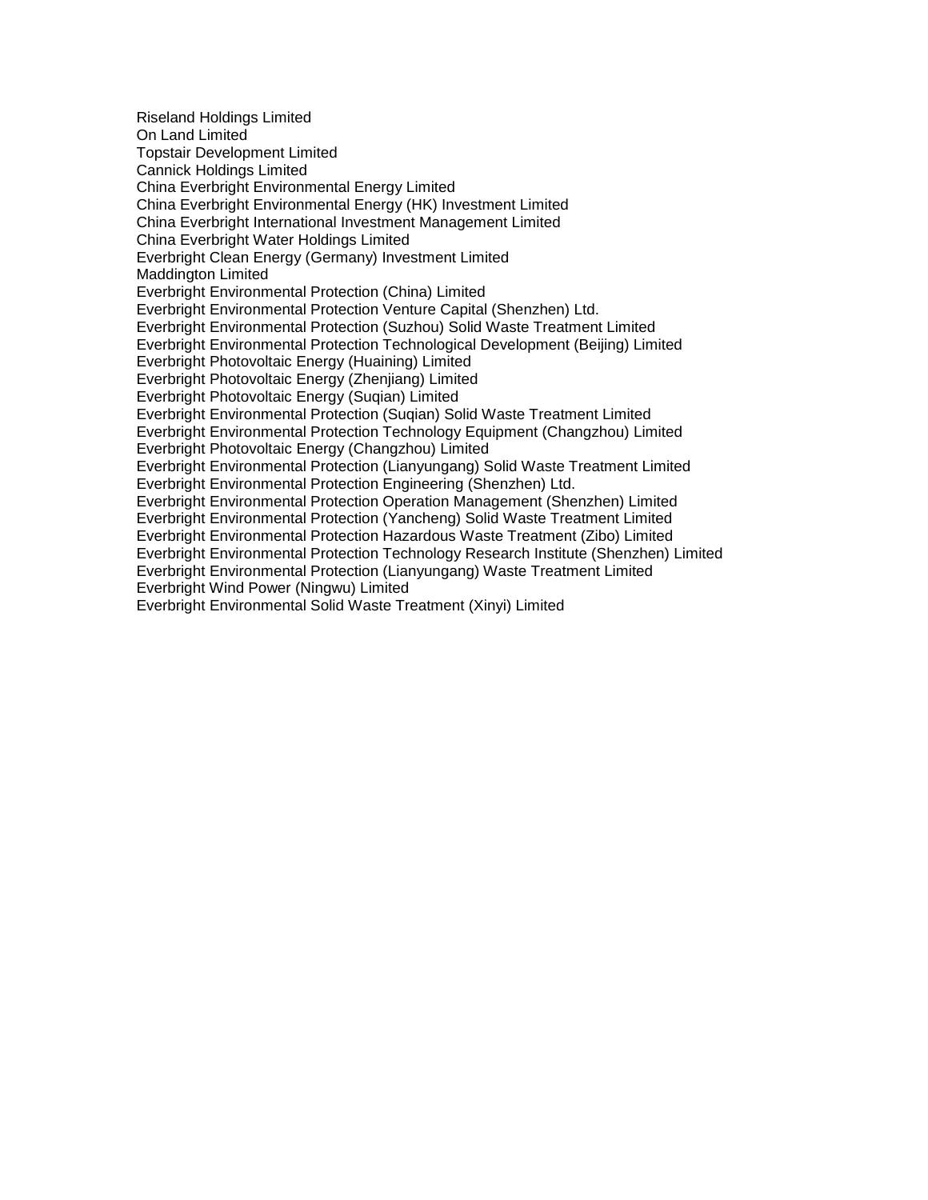Riseland Holdings Limited
On Land Limited
Topstair Development Limited
Cannick Holdings Limited
China Everbright Environmental Energy Limited
China Everbright Environmental Energy (HK) Investment Limited
China Everbright International Investment Management Limited
China Everbright Water Holdings Limited
Everbright Clean Energy (Germany) Investment Limited
Maddington Limited
Everbright Environmental Protection (China) Limited
Everbright Environmental Protection Venture Capital (Shenzhen) Ltd.
Everbright Environmental Protection (Suzhou) Solid Waste Treatment Limited
Everbright Environmental Protection Technological Development (Beijing) Limited
Everbright Photovoltaic Energy (Huaining) Limited
Everbright Photovoltaic Energy (Zhenjiang) Limited
Everbright Photovoltaic Energy (Suqian) Limited
Everbright Environmental Protection (Suqian) Solid Waste Treatment Limited
Everbright Environmental Protection Technology Equipment (Changzhou) Limited
Everbright Photovoltaic Energy (Changzhou) Limited
Everbright Environmental Protection (Lianyungang) Solid Waste Treatment Limited
Everbright Environmental Protection Engineering (Shenzhen) Ltd.
Everbright Environmental Protection Operation Management (Shenzhen) Limited
Everbright Environmental Protection (Yancheng) Solid Waste Treatment Limited
Everbright Environmental Protection Hazardous Waste Treatment (Zibo) Limited
Everbright Environmental Protection Technology Research Institute (Shenzhen) Limited
Everbright Environmental Protection (Lianyungang) Waste Treatment Limited
Everbright Wind Power (Ningwu) Limited
Everbright Environmental Solid Waste Treatment (Xinyi) Limited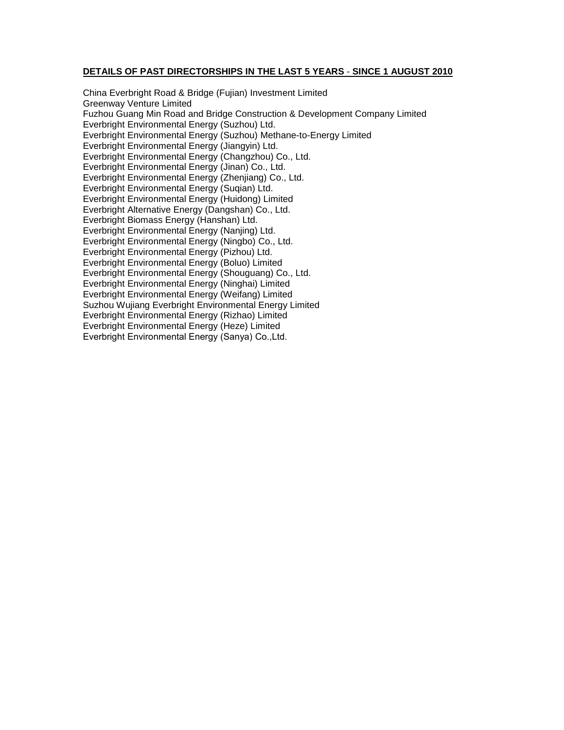**DETAILS OF PAST DIRECTORSHIPS IN THE LAST 5 YEARS - SINCE 1 AUGUST 2010**

China Everbright Road & Bridge (Fujian) Investment Limited
Greenway Venture Limited
Fuzhou Guang Min Road and Bridge Construction & Development Company Limited
Everbright Environmental Energy (Suzhou) Ltd.
Everbright Environmental Energy (Suzhou) Methane-to-Energy Limited
Everbright Environmental Energy (Jiangyin) Ltd.
Everbright Environmental Energy (Changzhou) Co., Ltd.
Everbright Environmental Energy (Jinan) Co., Ltd.
Everbright Environmental Energy (Zhenjiang) Co., Ltd.
Everbright Environmental Energy (Suqian) Ltd.
Everbright Environmental Energy (Huidong) Limited
Everbright Alternative Energy (Dangshan) Co., Ltd.
Everbright Biomass Energy (Hanshan) Ltd.
Everbright Environmental Energy (Nanjing) Ltd.
Everbright Environmental Energy (Ningbo) Co., Ltd.
Everbright Environmental Energy (Pizhou) Ltd.
Everbright Environmental Energy (Boluo) Limited
Everbright Environmental Energy (Shouguang) Co., Ltd.
Everbright Environmental Energy (Ninghai) Limited
Everbright Environmental Energy (Weifang) Limited
Suzhou Wujiang Everbright Environmental Energy Limited
Everbright Environmental Energy (Rizhao) Limited
Everbright Environmental Energy (Heze) Limited
Everbright Environmental Energy (Sanya) Co.,Ltd.